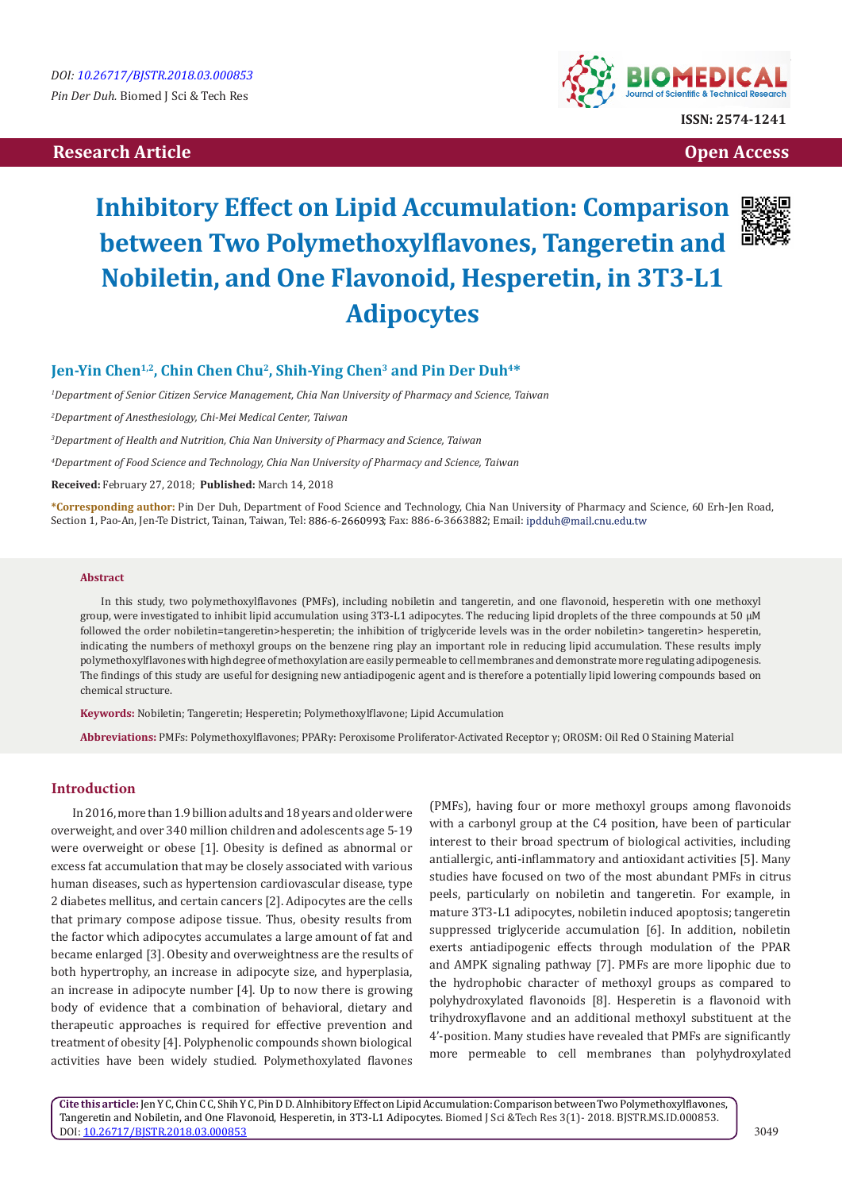Research Article

Open Access

# Inhibitory Effect on Lipid Accumulation: Comparison between Two Polymethoxylflavones, Tangeretin and Nobiletin, and One Flavonoid, Hesperetin, in 3T3-L1 Adipocytes

**Jen-Yin Chen[1,2], Chin Chen Chu[2], Shih-Ying Chen[3] and Pin Der Duh[4*]**

[1]*Department of Senior Citizen Service Management, Chia Nan University of Pharmacy and Science, Taiwan*

[2]*Department of Anesthesiology, Chi-Mei Medical Center, Taiwan*

[3]*Department of Health and Nutrition, Chia Nan University of Pharmacy and Science, Taiwan*

[4]*Department of Food Science and Technology, Chia Nan University of Pharmacy and Science, Taiwan*

**Received:** February 27, 2018; **Published:** March 14, 2018

**\*Corresponding author:** Pin Der Duh, Department of Food Science and Technology, Chia Nan University of Pharmacy and Science, 60 Erh-Jen Road, Section 1, Pao-An, Jen-Te District, Tainan, Taiwan, Tel: 886-6-2660993; Fax: 886-6-3663882; Email: ipdduh@mail.cnu.edu.tw

## Abstract

In this study, two polymethoxylflavones (PMFs), including nobiletin and tangeretin, and one flavonoid, hesperetin with one methoxyl group, were investigated to inhibit lipid accumulation using 3T3-L1 adipocytes. The reducing lipid droplets of the three compounds at 50 μM followed the order nobiletin=tangeretin>hesperetin; the inhibition of triglyceride levels was in the order nobiletin> tangeretin> hesperetin, indicating the numbers of methoxyl groups on the benzene ring play an important role in reducing lipid accumulation. These results imply polymethoxylflavones with high degree of methoxylation are easily permeable to cell membranes and demonstrate more regulating adipogenesis. The findings of this study are useful for designing new antiadipogenic agent and is therefore a potentially lipid lowering compounds based on chemical structure.

**Keywords:** Nobiletin; Tangeretin; Hesperetin; Polymethoxylflavone; Lipid Accumulation

**Abbreviations:** PMFs: Polymethoxylflavones; PPARγ: Peroxisome Proliferator-Activated Receptor γ; OROSM: Oil Red O Staining Material

## Introduction

In 2016, more than 1.9 billion adults and 18 years and older were overweight, and over 340 million children and adolescents age 5-19 were overweight or obese [1]. Obesity is defined as abnormal or excess fat accumulation that may be closely associated with various human diseases, such as hypertension cardiovascular disease, type 2 diabetes mellitus, and certain cancers [2]. Adipocytes are the cells that primary compose adipose tissue. Thus, obesity results from the factor which adipocytes accumulates a large amount of fat and became enlarged [3]. Obesity and overweightness are the results of both hypertrophy, an increase in adipocyte size, and hyperplasia, an increase in adipocyte number [4]. Up to now there is growing body of evidence that a combination of behavioral, dietary and therapeutic approaches is required for effective prevention and treatment of obesity [4]. Polyphenolic compounds shown biological activities have been widely studied. Polymethoxylated flavones (PMFs), having four or more methoxyl groups among flavonoids with a carbonyl group at the C4 position, have been of particular interest to their broad spectrum of biological activities, including antiallergic, anti-inflammatory and antioxidant activities [5]. Many studies have focused on two of the most abundant PMFs in citrus peels, particularly on nobiletin and tangeretin. For example, in mature 3T3-L1 adipocytes, nobiletin induced apoptosis; tangeretin suppressed triglyceride accumulation [6]. In addition, nobiletin exerts antiadipogenic effects through modulation of the PPAR and AMPK signaling pathway [7]. PMFs are more lipophic due to the hydrophobic character of methoxyl groups as compared to polyhydroxylated flavonoids [8]. Hesperetin is a flavonoid with trihydroxyflavone and an additional methoxyl substituent at the 4'-position. Many studies have revealed that PMFs are significantly more permeable to cell membranes than polyhydroxylated

**Cite this article:** Jen Y C, Chin C C, Shih Y C, Pin D D. AInhibitory Effect on Lipid Accumulation: Comparison between Two Polymethoxylflavones, Tangeretin and Nobiletin, and One Flavonoid, Hesperetin, in 3T3-L1 Adipocytes. Biomed J Sci &Tech Res 3(1)- 2018. BJSTR.MS.ID.000853. DOI: 10.26717/BJSTR.2018.03.000853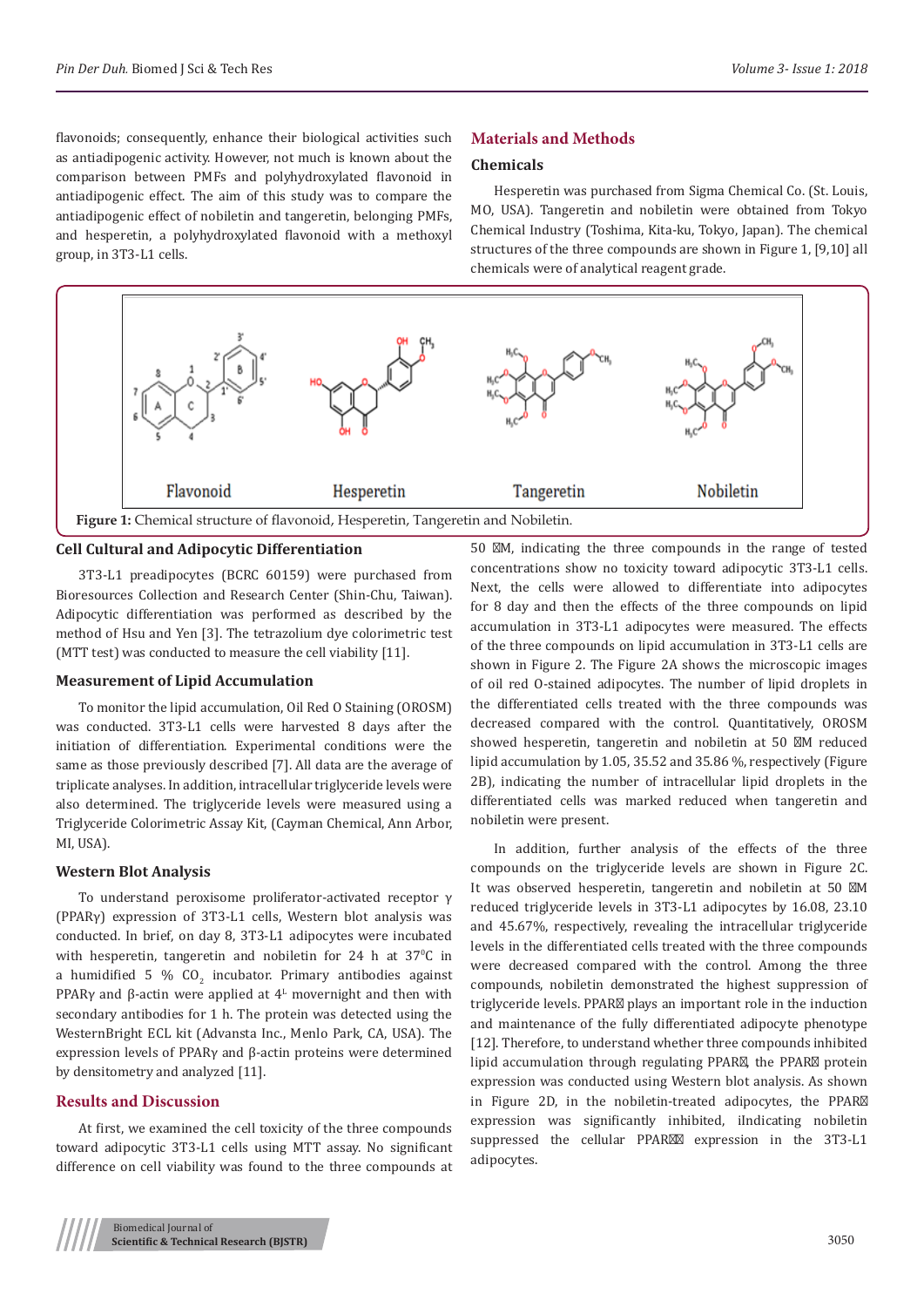flavonoids; consequently, enhance their biological activities such as antiadipogenic activity. However, not much is known about the comparison between PMFs and polyhydroxylated flavonoid in antiadipogenic effect. The aim of this study was to compare the antiadipogenic effect of nobiletin and tangeretin, belonging PMFs, and hesperetin, a polyhydroxylated flavonoid with a methoxyl group, in 3T3-L1 cells.

## Materials and Methods

### Chemicals

Hesperetin was purchased from Sigma Chemical Co. (St. Louis, MO, USA). Tangeretin and nobiletin were obtained from Tokyo Chemical Industry (Toshima, Kita-ku, Tokyo, Japan). The chemical structures of the three compounds are shown in Figure 1, [9,10] all chemicals were of analytical reagent grade.

**Figure 1:** Chemical structure of flavonoid, Hesperetin, Tangeretin and Nobiletin.

### Cell Cultural and Adipocytic Differentiation

3T3-L1 preadipocytes (BCRC 60159) were purchased from Bioresources Collection and Research Center (Shin-Chu, Taiwan). Adipocytic differentiation was performed as described by the method of Hsu and Yen [3]. The tetrazolium dye colorimetric test (MTT test) was conducted to measure the cell viability [11].

### Measurement of Lipid Accumulation

To monitor the lipid accumulation, Oil Red O Staining (OROSM) was conducted. 3T3-L1 cells were harvested 8 days after the initiation of differentiation. Experimental conditions were the same as those previously described [7]. All data are the average of triplicate analyses. In addition, intracellular triglyceride levels were also determined. The triglyceride levels were measured using a Triglyceride Colorimetric Assay Kit, (Cayman Chemical, Ann Arbor, MI, USA).

### Western Blot Analysis

To understand peroxisome proliferator-activated receptor γ (PPARγ) expression of 3T3-L1 cells, Western blot analysis was conducted. In brief, on day 8, 3T3-L1 adipocytes were incubated with hesperetin, tangeretin and nobiletin for 24 h at 37$^0$C in a humidified 5 % $CO_2$ incubator. Primary antibodies against PPARγ and β-actin were applied at 4$^L$ movernight and then with secondary antibodies for 1 h. The protein was detected using the WesternBright ECL kit (Advansta Inc., Menlo Park, CA, USA). The expression levels of PPARγ and β-actin proteins were determined by densitometry and analyzed [11].

## Results and Discussion

At first, we examined the cell toxicity of the three compounds toward adipocytic 3T3-L1 cells using MTT assay. No significant difference on cell viability was found to the three compounds at 50 μM, indicating the three compounds in the range of tested concentrations show no toxicity toward adipocytic 3T3-L1 cells. Next, the cells were allowed to differentiate into adipocytes for 8 day and then the effects of the three compounds on lipid accumulation in 3T3-L1 adipocytes were measured. The effects of the three compounds on lipid accumulation in 3T3-L1 cells are shown in Figure 2. The Figure 2A shows the microscopic images of oil red O-stained adipocytes. The number of lipid droplets in the differentiated cells treated with the three compounds was decreased compared with the control. Quantitatively, OROSM showed hesperetin, tangeretin and nobiletin at 50 μM reduced lipid accumulation by 1.05, 35.52 and 35.86 %, respectively (Figure 2B), indicating the number of intracellular lipid droplets in the differentiated cells was marked reduced when tangeretin and nobiletin were present.

In addition, further analysis of the effects of the three compounds on the triglyceride levels are shown in Figure 2C. It was observed hesperetin, tangeretin and nobiletin at 50 μM reduced triglyceride levels in 3T3-L1 adipocytes by 16.08, 23.10 and 45.67%, respectively, revealing the intracellular triglyceride levels in the differentiated cells treated with the three compounds were decreased compared with the control. Among the three compounds, nobiletin demonstrated the highest suppression of triglyceride levels. PPARγ plays an important role in the induction and maintenance of the fully differentiated adipocyte phenotype [12]. Therefore, to understand whether three compounds inhibited lipid accumulation through regulating PPARγ, the PPARγ protein expression was conducted using Western blot analysis. As shown in Figure 2D, in the nobiletin-treated adipocytes, the PPARγ expression was significantly inhibited, iIndicating nobiletin suppressed the cellular PPARγ expression in the 3T3-L1 adipocytes.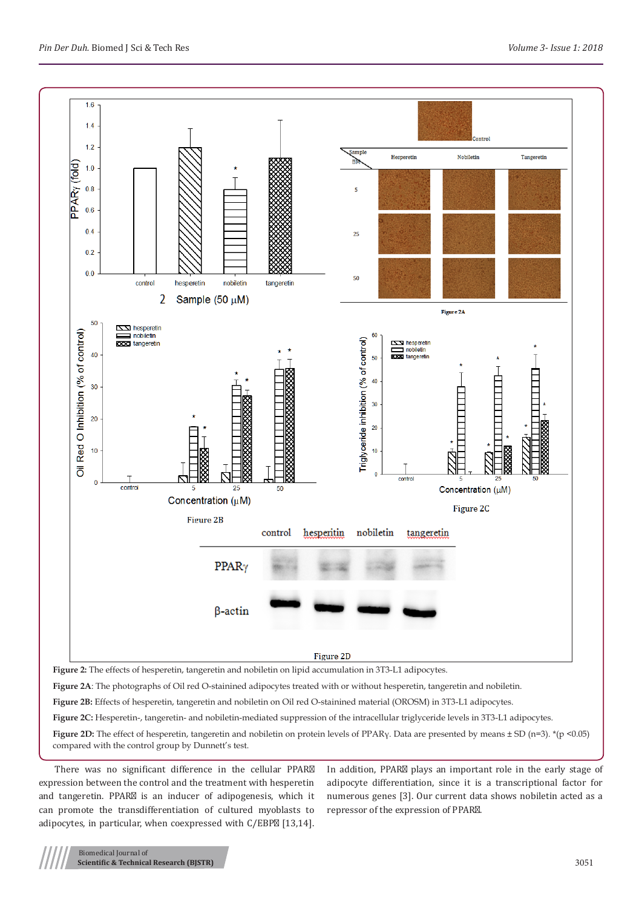**Figure 2:** The effects of hesperetin, tangeretin and nobiletin on lipid accumulation in 3T3-L1 adipocytes.

**Figure 2A**: The photographs of Oil red O-stainined adipocytes treated with or without hesperetin, tangeretin and nobiletin.

**Figure 2B:** Effects of hesperetin, tangeretin and nobiletin on Oil red O-stainined material (OROSM) in 3T3-L1 adipocytes.

**Figure 2C:** Hesperetin-, tangeretin- and nobiletin-mediated suppression of the intracellular triglyceride levels in 3T3-L1 adipocytes.

**Figure 2D:** The effect of hesperetin, tangeretin and nobiletin on protein levels of PPARγ. Data are presented by means ± SD (n=3). *(p <0.05) compared with the control group by Dunnett's test.

There was no significant difference in the cellular PPAR expression between the control and the treatment with hesperetin and tangeretin. PPAR is an inducer of adipogenesis, which it can promote the transdifferentiation of cultured myoblasts to adipocytes, in particular, when coexpressed with C/EBP [13,14]. In addition, PPAR plays an important role in the early stage of adipocyte differentiation, since it is a transcriptional factor for numerous genes [3]. Our current data shows nobiletin acted as a repressor of the expression of PPAR.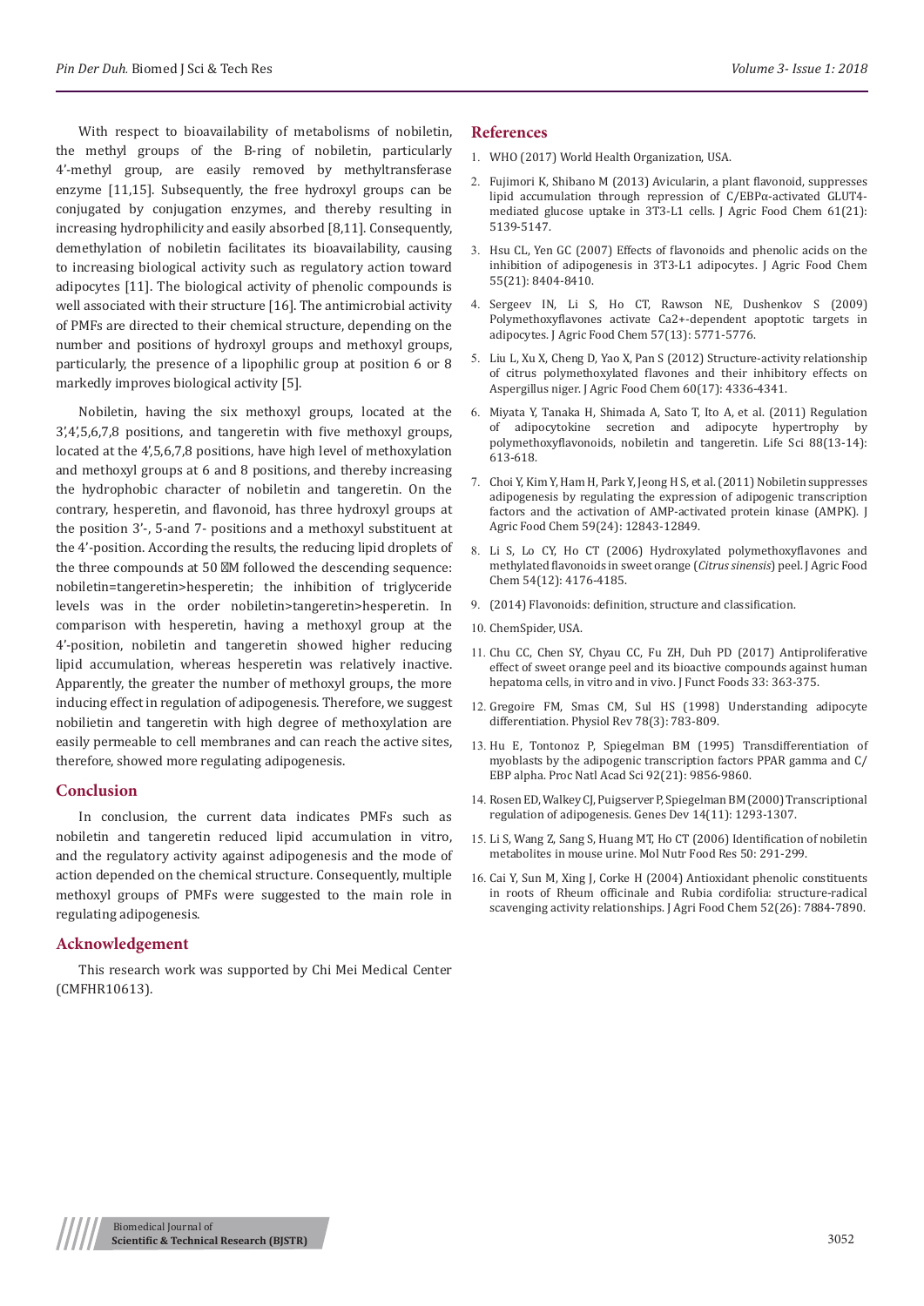With respect to bioavailability of metabolisms of nobiletin, the methyl groups of the B-ring of nobiletin, particularly 4'-methyl group, are easily removed by methyltransferase enzyme [11,15]. Subsequently, the free hydroxyl groups can be conjugated by conjugation enzymes, and thereby resulting in increasing hydrophilicity and easily absorbed [8,11]. Consequently, demethylation of nobiletin facilitates its bioavailability, causing to increasing biological activity such as regulatory action toward adipocytes [11]. The biological activity of phenolic compounds is well associated with their structure [16]. The antimicrobial activity of PMFs are directed to their chemical structure, depending on the number and positions of hydroxyl groups and methoxyl groups, particularly, the presence of a lipophilic group at position 6 or 8 markedly improves biological activity [5].

Nobiletin, having the six methoxyl groups, located at the 3',4',5,6,7,8 positions, and tangeretin with five methoxyl groups, located at the 4',5,6,7,8 positions, have high level of methoxylation and methoxyl groups at 6 and 8 positions, and thereby increasing the hydrophobic character of nobiletin and tangeretin. On the contrary, hesperetin, and flavonoid, has three hydroxyl groups at the position 3'-, 5-and 7- positions and a methoxyl substituent at the 4'-position. According the results, the reducing lipid droplets of the three compounds at 50 μM followed the descending sequence: nobiletin=tangeretin>hesperetin; the inhibition of triglyceride levels was in the order nobiletin>tangeretin>hesperetin. In comparison with hesperetin, having a methoxyl group at the 4'-position, nobiletin and tangeretin showed higher reducing lipid accumulation, whereas hesperetin was relatively inactive. Apparently, the greater the number of methoxyl groups, the more inducing effect in regulation of adipogenesis. Therefore, we suggest nobilietin and tangeretin with high degree of methoxylation are easily permeable to cell membranes and can reach the active sites, therefore, showed more regulating adipogenesis.

## Conclusion

In conclusion, the current data indicates PMFs such as nobiletin and tangeretin reduced lipid accumulation in vitro, and the regulatory activity against adipogenesis and the mode of action depended on the chemical structure. Consequently, multiple methoxyl groups of PMFs were suggested to the main role in regulating adipogenesis.

## Acknowledgement

This research work was supported by Chi Mei Medical Center (CMFHR10613).

## References

1. WHO (2017) World Health Organization, USA.
2. Fujimori K, Shibano M (2013) Avicularin, a plant flavonoid, suppresses lipid accumulation through repression of C/EBPα-activated GLUT4-mediated glucose uptake in 3T3-L1 cells. J Agric Food Chem 61(21): 5139-5147.
3. Hsu CL, Yen GC (2007) Effects of flavonoids and phenolic acids on the inhibition of adipogenesis in 3T3-L1 adipocytes. J Agric Food Chem 55(21): 8404-8410.
4. Sergeev IN, Li S, Ho CT, Rawson NE, Dushenkov S (2009) Polymethoxyflavones activate Ca2+-dependent apoptotic targets in adipocytes. J Agric Food Chem 57(13): 5771-5776.
5. Liu L, Xu X, Cheng D, Yao X, Pan S (2012) Structure-activity relationship of citrus polymethoxylated flavones and their inhibitory effects on Aspergillus niger. J Agric Food Chem 60(17): 4336-4341.
6. Miyata Y, Tanaka H, Shimada A, Sato T, Ito A, et al. (2011) Regulation of adipocytokine secretion and adipocyte hypertrophy by polymethoxyflavonoids, nobiletin and tangeretin. Life Sci 88(13-14): 613-618.
7. Choi Y, Kim Y, Ham H, Park Y, Jeong H S, et al. (2011) Nobiletin suppresses adipogenesis by regulating the expression of adipogenic transcription factors and the activation of AMP-activated protein kinase (AMPK). J Agric Food Chem 59(24): 12843-12849.
8. Li S, Lo CY, Ho CT (2006) Hydroxylated polymethoxyflavones and methylated flavonoids in sweet orange (*Citrus sinensis*) peel. J Agric Food Chem 54(12): 4176-4185.
9. (2014) Flavonoids: definition, structure and classification.
10. ChemSpider, USA.
11. Chu CC, Chen SY, Chyau CC, Fu ZH, Duh PD (2017) Antiproliferative effect of sweet orange peel and its bioactive compounds against human hepatoma cells, in vitro and in vivo. J Funct Foods 33: 363-375.
12. Gregoire FM, Smas CM, Sul HS (1998) Understanding adipocyte differentiation. Physiol Rev 78(3): 783-809.
13. Hu E, Tontonoz P, Spiegelman BM (1995) Transdifferentiation of myoblasts by the adipogenic transcription factors PPAR gamma and C/EBP alpha. Proc Natl Acad Sci 92(21): 9856-9860.
14. Rosen ED, Walkey CJ, Puigserver P, Spiegelman BM (2000) Transcriptional regulation of adipogenesis. Genes Dev 14(11): 1293-1307.
15. Li S, Wang Z, Sang S, Huang MT, Ho CT (2006) Identification of nobiletin metabolites in mouse urine. Mol Nutr Food Res 50: 291-299.
16. Cai Y, Sun M, Xing J, Corke H (2004) Antioxidant phenolic constituents in roots of Rheum officinale and Rubia cordifolia: structure-radical scavenging activity relationships. J Agri Food Chem 52(26): 7884-7890.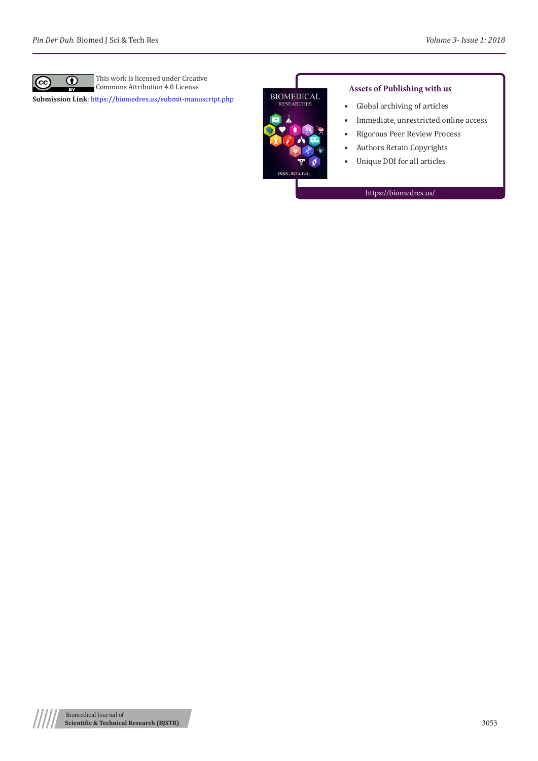This work is licensed under Creative Commons Attribution 4.0 License

**Submission Link**: https://biomedres.us/submit-manuscript.php

### Assets of Publishing with us

- Global archiving of articles
- Immediate, unrestricted online access
- Rigorous Peer Review Process
- Authors Retain Copyrights
- Unique DOI for all articles

https://biomedres.us/